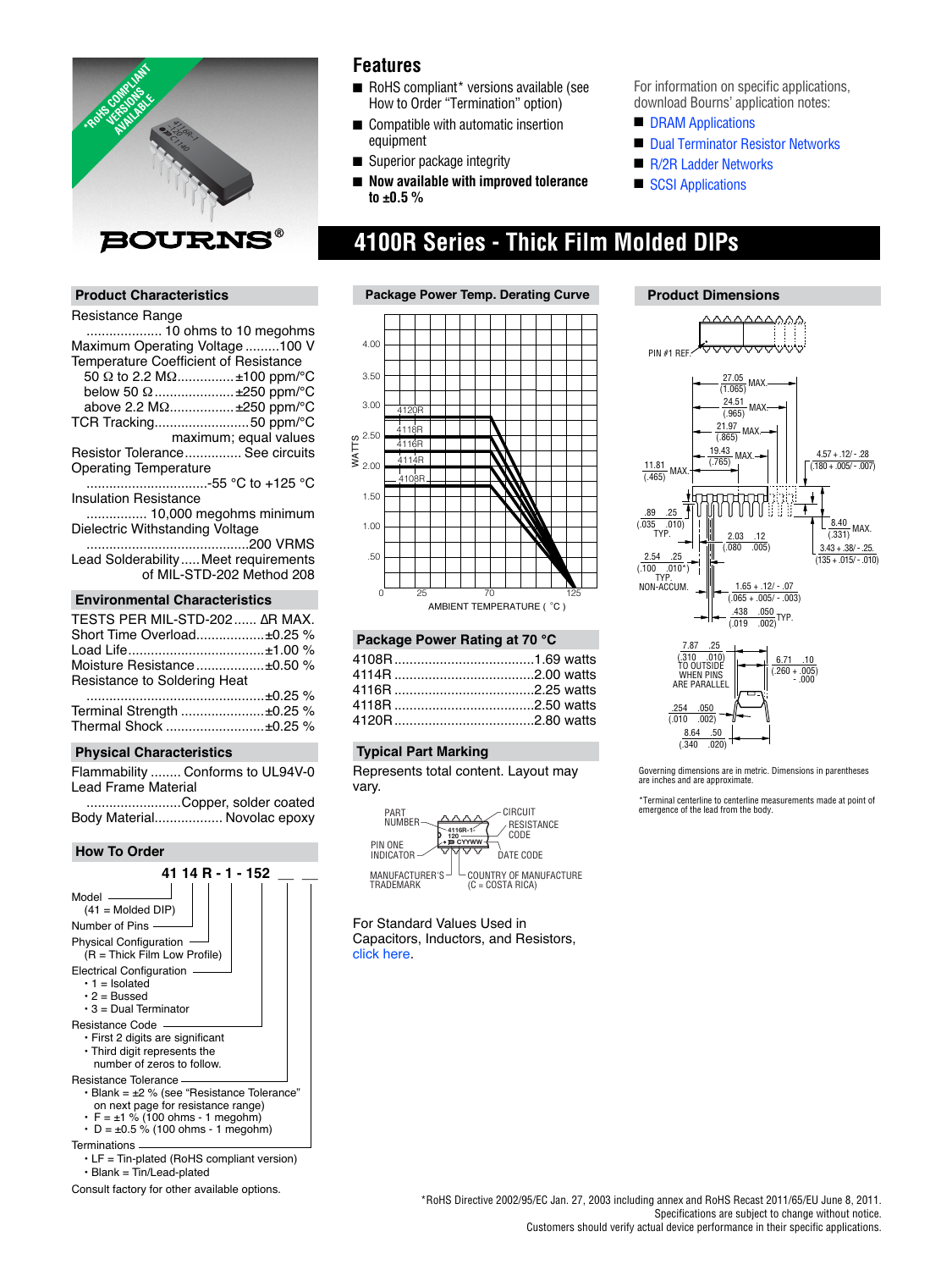# 4100R Series - Thick Film Molded DIPs

## Features

- RoHS compliant* versions available (see How to Order "Termination" option)
- Compatible with automatic insertion equipment
- Superior package integrity
- **Now available with improved tolerance to ±0.5 %**

For information on specific applications, download Bourns' application notes:

- DRAM Applications
- Dual Terminator Resistor Networks
- R/2R Ladder Networks
- SCSI Applications

## Product Characteristics

Resistance Range .................... 10 ohms to 10 megohms
Maximum Operating Voltage .........100 V
Temperature Coefficient of Resistance
- 50 Ω to 2.2 MΩ...............±100 ppm/°C
- below 50 Ω .....................±250 ppm/°C
- above 2.2 MΩ.................±250 ppm/°C

TCR Tracking.........................50 ppm/°C maximum; equal values
Resistor Tolerance.............. See circuits
Operating Temperature ................................-55 °C to +125 °C
Insulation Resistance ................ 10,000 megohms minimum
Dielectric Withstanding Voltage ..........................................200 VRMS
Lead Solderability..... Meet requirements of MIL-STD-202 Method 208

## Environmental Characteristics

| TESTS PER MIL-STD-202 | ΔR MAX. |
|---|---|
| Short Time Overload | ±0.25 % |
| Load Life | ±1.00 % |
| Moisture Resistance | ±0.50 % |
| Resistance to Soldering Heat | ±0.25 % |
| Terminal Strength | ±0.25 % |
| Thermal Shock | ±0.25 % |

## Physical Characteristics

Flammability ........ Conforms to UL94V-0
Lead Frame Material .........................Copper, solder coated
Body Material.................. Novolac epoxy

## How To Order

**41 14 R - 1 - 152 __ __**

Model
(41 = Molded DIP)

Number of Pins

Physical Configuration
(R = Thick Film Low Profile)

Electrical Configuration
- 1 = Isolated
- 2 = Bussed
- 3 = Dual Terminator

Resistance Code
- First 2 digits are significant
- Third digit represents the number of zeros to follow.

Resistance Tolerance
- Blank = ±2 % (see "Resistance Tolerance" on next page for resistance range)
- F = ±1 % (100 ohms - 1 megohm)
- D = ±0.5 % (100 ohms - 1 megohm)

Terminations
- LF = Tin-plated (RoHS compliant version)
- Blank = Tin/Lead-plated

Consult factory for other available options.

## Package Power Temp. Derating Curve

WATTS (0 to 4.00) vs. AMBIENT TEMPERATURE ( °C ) (0, 25, 70, 125); curves for 4120R, 4118R, 4116R, 4114R, 4108R.

## Package Power Rating at 70 °C

| Model | Power |
|---|---|
| 4108R | 1.69 watts |
| 4114R | 2.00 watts |
| 4116R | 2.25 watts |
| 4118R | 2.50 watts |
| 4120R | 2.80 watts |

## Typical Part Marking

Represents total content. Layout may vary.

PART NUMBER, CIRCUIT, RESISTANCE CODE, PIN ONE INDICATOR, DATE CODE, MANUFACTURER'S TRADEMARK, COUNTRY OF MANUFACTURE (C = COSTA RICA)

For Standard Values Used in Capacitors, Inductors, and Resistors, click here.

## Product Dimensions

PIN #1 REF.

27.05 (1.065) MAX.
24.51 (.965) MAX.
21.97 (.865) MAX.
19.43 (.765) MAX.
11.81 (.465) MAX.
4.57 + .12/ - .28 (.180 + .005/ - .007)
.89 .25 (.035 .010) TYP.
2.03 .12 (.080 .005)
8.40 (.331) MAX.
3.43 + .38/ - .25 (135 + .015/ - .010)
2.54 .25 (.100 .010*) TYP. NON-ACCUM.
1.65 + .12/ - .07 (.065 + .005/ - .003)
.438 .050 (.019 .002) TYP.
7.87 .25 (.310 .010) TO OUTSIDE WHEN PINS ARE PARALLEL
6.71 .10 (.260 + .005/ - .000)
.254 .050 (.010 .002)
8.64 .50 (.340 .020)

Governing dimensions are in metric. Dimensions in parentheses are inches and are approximate.

*Terminal centerline to centerline measurements made at point of emergence of the lead from the body.

*RoHS Directive 2002/95/EC Jan. 27, 2003 including annex and RoHS Recast 2011/65/EU June 8, 2011.
Specifications are subject to change without notice.
Customers should verify actual device performance in their specific applications.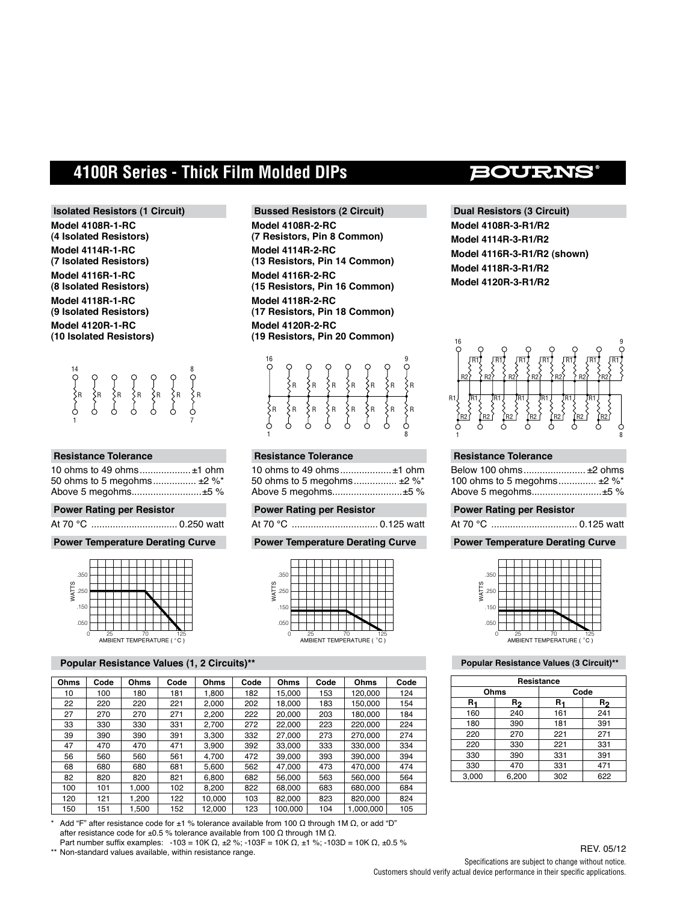# 4100R Series - Thick Film Molded DIPs

### Isolated Resistors (1 Circuit)

**Model 4108R-1-RC**
**(4 Isolated Resistors)**

**Model 4114R-1-RC**
**(7 Isolated Resistors)**

**Model 4116R-1-RC**
**(8 Isolated Resistors)**

**Model 4118R-1-RC**
**(9 Isolated Resistors)**

**Model 4120R-1-RC**
**(10 Isolated Resistors)**

14 8
R R R R R R R
1 7

### Resistance Tolerance

10 ohms to 49 ohms ................... ±1 ohm
50 ohms to 5 megohms ................ ±2 %*
Above 5 megohms.......................... ±5 %

### Power Rating per Resistor

At 70 °C ................................ 0.250 watt

### Power Temperature Derating Curve

.350
.250
.150
.050
WATTS
0 25 70 125
AMBIENT TEMPERATURE ( °C )

### Bussed Resistors (2 Circuit)

**Model 4108R-2-RC**
**(7 Resistors, Pin 8 Common)**

**Model 4114R-2-RC**
**(13 Resistors, Pin 14 Common)**

**Model 4116R-2-RC**
**(15 Resistors, Pin 16 Common)**

**Model 4118R-2-RC**
**(17 Resistors, Pin 18 Common)**

**Model 4120R-2-RC**
**(19 Resistors, Pin 20 Common)**

16 9
R R R R R R R
R R R R R R R R
1 8

### Resistance Tolerance

10 ohms to 49 ohms ................... ±1 ohm
50 ohms to 5 megohms ................ ±2 %*
Above 5 megohms.......................... ±5 %

### Power Rating per Resistor

At 70 °C ................................ 0.125 watt

### Power Temperature Derating Curve

.350
.250
.150
.050
WATTS
0 25 70 125
AMBIENT TEMPERATURE ( °C )

### Dual Resistors (3 Circuit)

**Model 4108R-3-R1/R2**
**Model 4114R-3-R1/R2**
**Model 4116R-3-R1/R2 (shown)**
**Model 4118R-3-R1/R2**
**Model 4120R-3-R1/R2**

16 9
R1 R1 R1 R1 R1 R1 R1
R2 R2 R2 R2 R2 R2 R2
R1 R1 R1 R1 R1 R1 R1
R2 R2 R2 R2 R2 R2 R2
1 8

### Resistance Tolerance

Below 100 ohms ....................... ±2 ohms
100 ohms to 5 megohms .............. ±2 %*
Above 5 megohms.......................... ±5 %

### Power Rating per Resistor

At 70 °C ................................ 0.125 watt

### Power Temperature Derating Curve

.350
.250
.150
.050
WATTS
0 25 70 125
AMBIENT TEMPERATURE ( °C )

### Popular Resistance Values (1, 2 Circuits)**

| Ohms | Code | Ohms | Code | Ohms | Code | Ohms | Code | Ohms | Code |
|---|---|---|---|---|---|---|---|---|---|
| 10 | 100 | 180 | 181 | 1,800 | 182 | 15,000 | 153 | 120,000 | 124 |
| 22 | 220 | 220 | 221 | 2,000 | 202 | 18,000 | 183 | 150,000 | 154 |
| 27 | 270 | 270 | 271 | 2,200 | 222 | 20,000 | 203 | 180,000 | 184 |
| 33 | 330 | 330 | 331 | 2,700 | 272 | 22,000 | 223 | 220,000 | 224 |
| 39 | 390 | 390 | 391 | 3,300 | 332 | 27,000 | 273 | 270,000 | 274 |
| 47 | 470 | 470 | 471 | 3,900 | 392 | 33,000 | 333 | 330,000 | 334 |
| 56 | 560 | 560 | 561 | 4,700 | 472 | 39,000 | 393 | 390,000 | 394 |
| 68 | 680 | 680 | 681 | 5,600 | 562 | 47,000 | 473 | 470,000 | 474 |
| 82 | 820 | 820 | 821 | 6,800 | 682 | 56,000 | 563 | 560,000 | 564 |
| 100 | 101 | 1,000 | 102 | 8,200 | 822 | 68,000 | 683 | 680,000 | 684 |
| 120 | 121 | 1,200 | 122 | 10,000 | 103 | 82,000 | 823 | 820,000 | 824 |
| 150 | 151 | 1,500 | 152 | 12,000 | 123 | 100,000 | 104 | 1,000,000 | 105 |

### Popular Resistance Values (3 Circuit)**

| Resistance | | | |
|---|---|---|---|
| Ohms | | Code | |
| $R_1$ | $R_2$ | $R_1$ | $R_2$ |
| 160 | 240 | 161 | 241 |
| 180 | 390 | 181 | 391 |
| 220 | 270 | 221 | 271 |
| 220 | 330 | 221 | 331 |
| 330 | 390 | 331 | 391 |
| 330 | 470 | 331 | 471 |
| 3,000 | 6,200 | 302 | 622 |

\* Add "F" after resistance code for ±1 % tolerance available from 100 Ω through 1M Ω, or add "D" after resistance code for ±0.5 % tolerance available from 100 Ω through 1M Ω.
Part number suffix examples: -103 = 10K Ω, ±2 %; -103F = 10K Ω, ±1 %; -103D = 10K Ω, ±0.5 %

** Non-standard values available, within resistance range.

REV. 05/12

Specifications are subject to change without notice.
Customers should verify actual device performance in their specific applications.